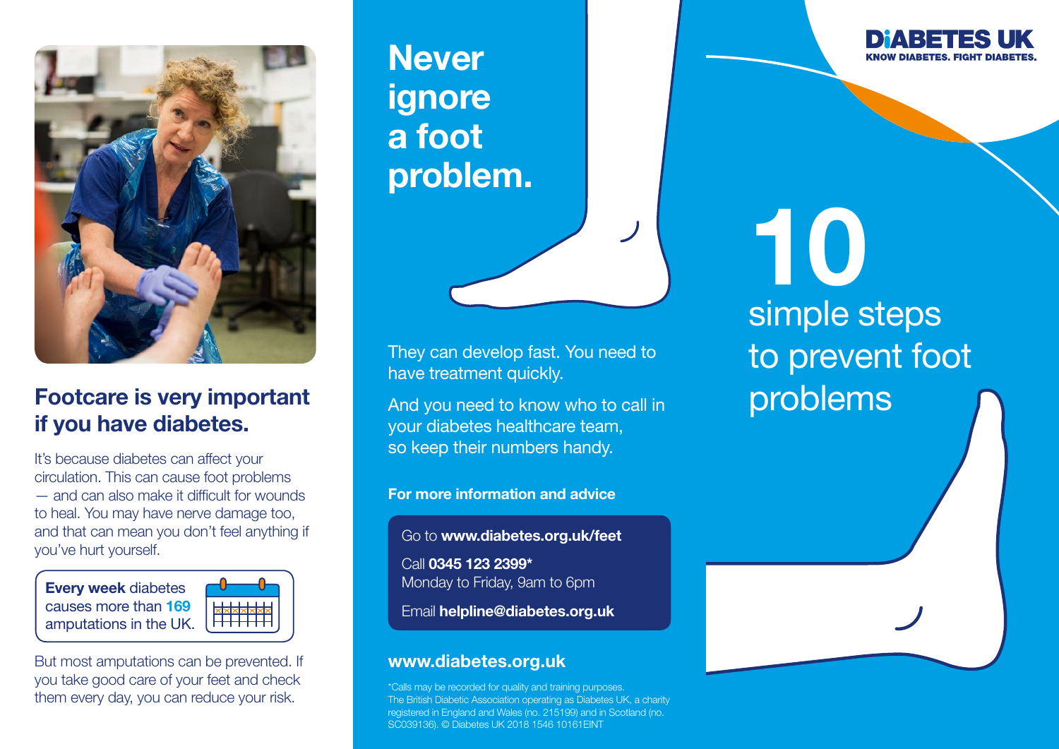## Footcare is very important if you have diabetes.

It's because diabetes can affect your circulation. This can cause foot problems — and can also make it difficult for wounds to heal. You may have nerve damage too, and that can mean you don't feel anything if you've hurt yourself.

**Every week** diabetes causes more than **169** amputations in the UK.

But most amputations can be prevented. If you take good care of your feet and check them every day, you can reduce your risk.

# Never ignore a foot problem.

They can develop fast. You need to have treatment quickly.

And you need to know who to call in your diabetes healthcare team, so keep their numbers handy.

**For more information and advice**

Go to **www.diabetes.org.uk/feet**

Call **0345 123 2399***
Monday to Friday, 9am to 6pm

Email **helpline@diabetes.org.uk**

**www.diabetes.org.uk**

*Calls may be recorded for quality and training purposes. The British Diabetic Association operating as Diabetes UK, a charity registered in England and Wales (no. 215199) and in Scotland (no. SC039136). © Diabetes UK 2018 1546 10161EINT

**DIABETES UK**
**KNOW DIABETES. FIGHT DIABETES.**

# 10 simple steps to prevent foot problems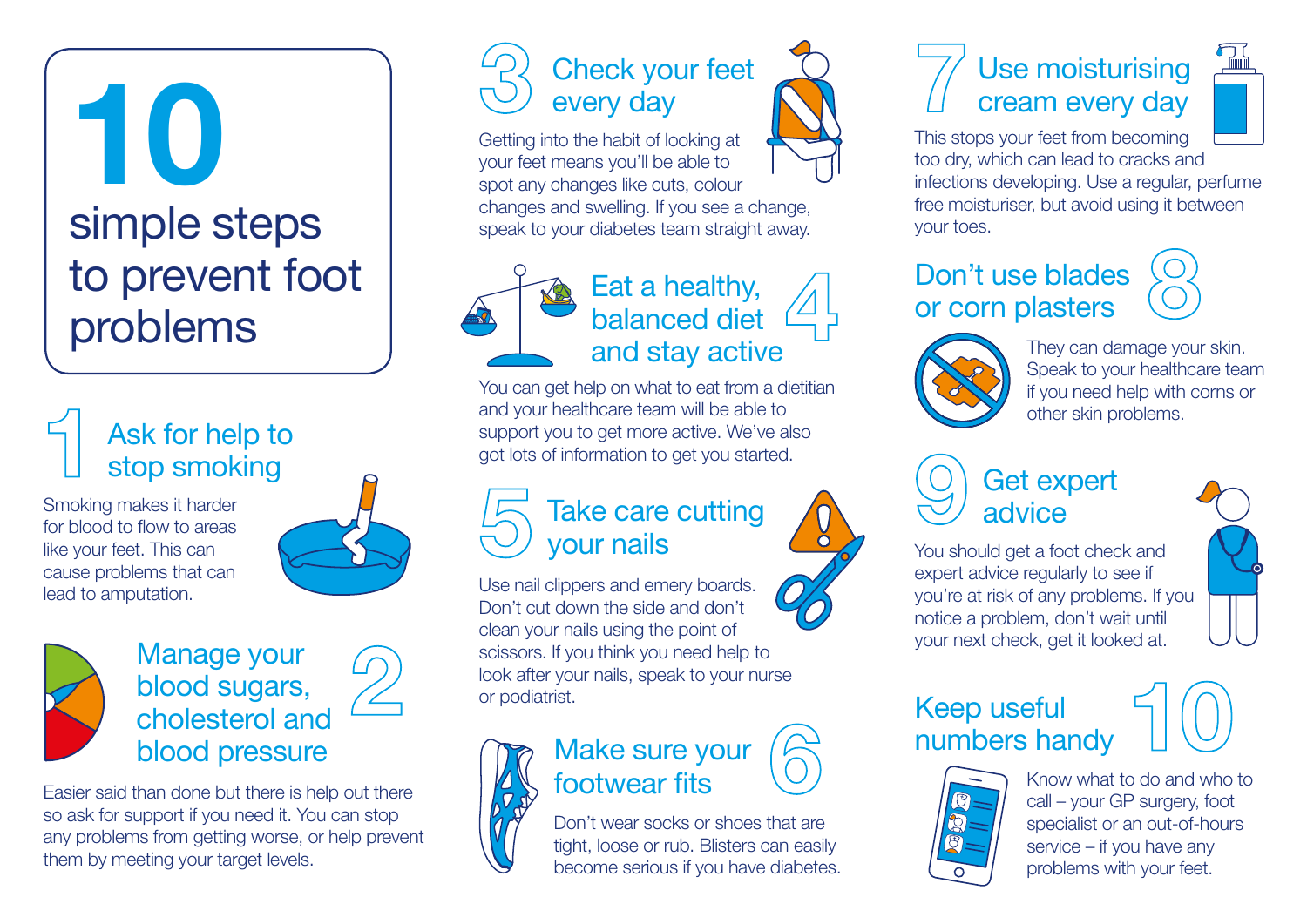# 10 simple steps to prevent foot problems

## 1 Ask for help to stop smoking

Smoking makes it harder for blood to flow to areas like your feet. This can cause problems that can lead to amputation.

## 2 Manage your blood sugars, cholesterol and blood pressure

Easier said than done but there is help out there so ask for support if you need it. You can stop any problems from getting worse, or help prevent them by meeting your target levels.

## 3 Check your feet every day

Getting into the habit of looking at your feet means you'll be able to spot any changes like cuts, colour changes and swelling. If you see a change, speak to your diabetes team straight away.

## 4 Eat a healthy, balanced diet and stay active

You can get help on what to eat from a dietitian and your healthcare team will be able to support you to get more active. We've also got lots of information to get you started.

## 5 Take care cutting your nails

Use nail clippers and emery boards. Don't cut down the side and don't clean your nails using the point of scissors. If you think you need help to look after your nails, speak to your nurse or podiatrist.

## 6 Make sure your footwear fits

Don't wear socks or shoes that are tight, loose or rub. Blisters can easily become serious if you have diabetes.

## 7 Use moisturising cream every day

This stops your feet from becoming too dry, which can lead to cracks and infections developing. Use a regular, perfume free moisturiser, but avoid using it between your toes.

## 8 Don't use blades or corn plasters

They can damage your skin. Speak to your healthcare team if you need help with corns or other skin problems.

## 9 Get expert advice

You should get a foot check and expert advice regularly to see if you're at risk of any problems. If you notice a problem, don't wait until your next check, get it looked at.

## 10 Keep useful numbers handy

Know what to do and who to call – your GP surgery, foot specialist or an out-of-hours service – if you have any problems with your feet.